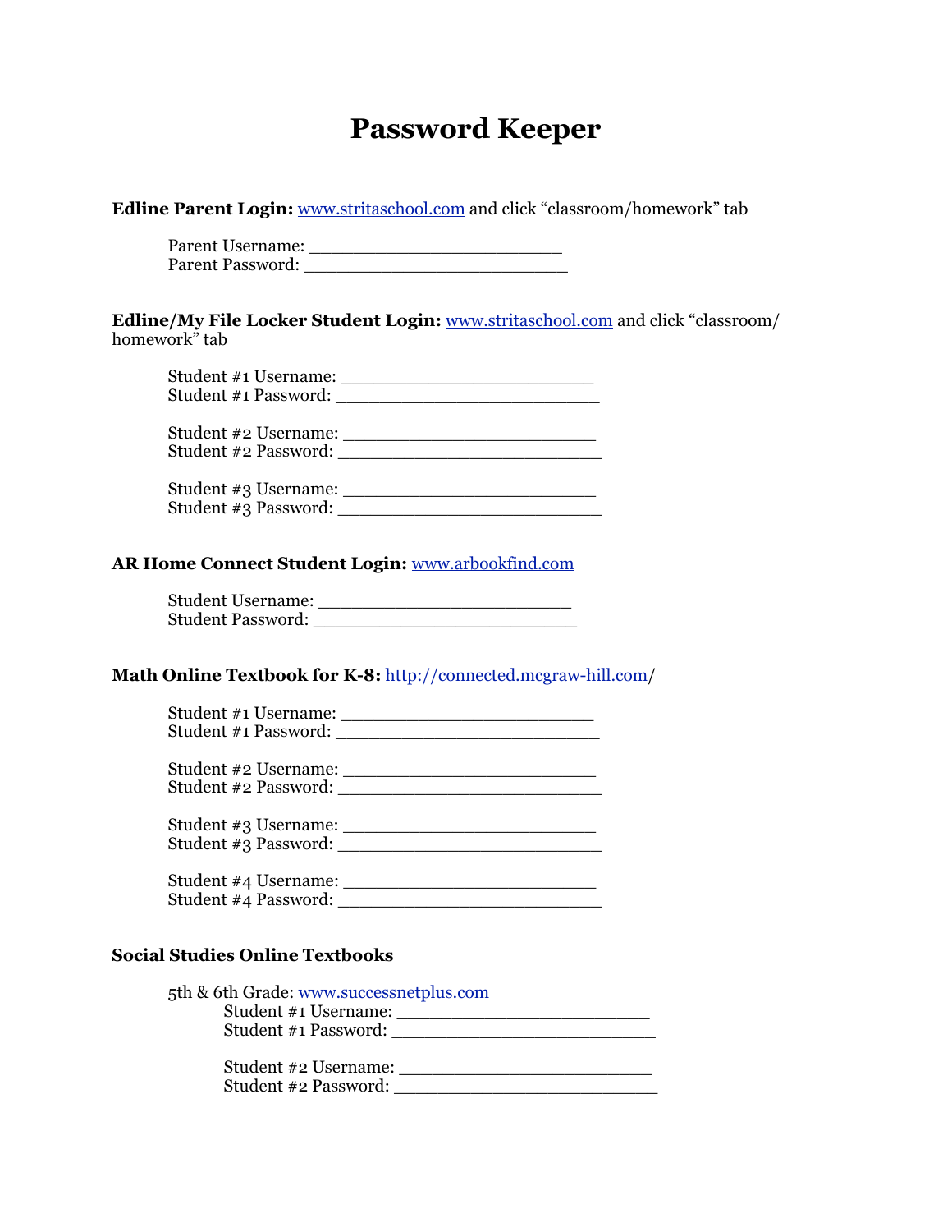# Password Keeper

**Edline Parent Login:** www.stritaschool.com and click "classroom/homework" tab

Parent Username: ________________________
Parent Password: _________________________

**Edline/My File Locker Student Login:** www.stritaschool.com and click "classroom/ homework" tab

Student #1 Username: ________________________
Student #1 Password: _________________________

Student #2 Username: ________________________
Student #2 Password: _________________________

Student #3 Username: ________________________
Student #3 Password: _________________________

**AR Home Connect Student Login:** www.arbookfind.com

Student Username: ________________________
Student Password: _________________________

**Math Online Textbook for K-8:** http://connected.mcgraw-hill.com/

Student #1 Username: ________________________
Student #1 Password: _________________________

Student #2 Username: ________________________
Student #2 Password: _________________________

Student #3 Username: ________________________
Student #3 Password: _________________________

Student #4 Username: ________________________
Student #4 Password: _________________________

**Social Studies Online Textbooks**

5th & 6th Grade: www.successnetplus.com

Student #1 Username: ________________________
Student #1 Password: _________________________

Student #2 Username: ________________________
Student #2 Password: _________________________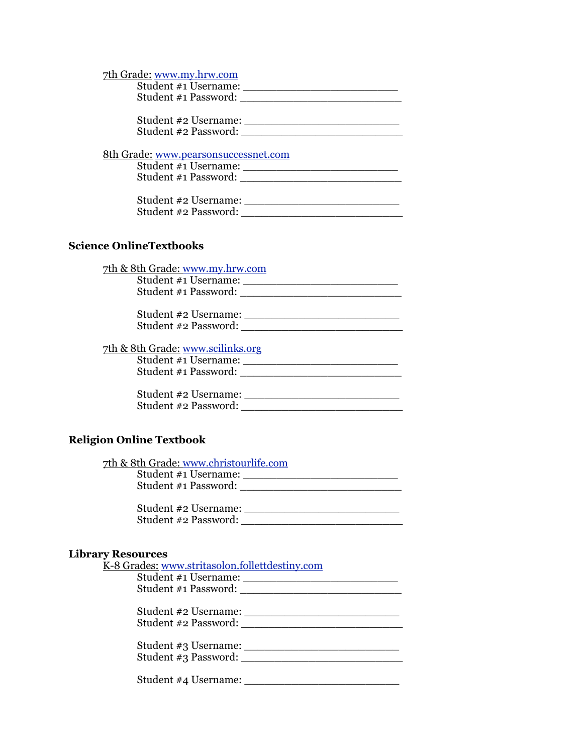7th Grade: www.my.hrw.com

Student #1 Username: ___________________________
Student #1 Password: ____________________________

Student #2 Username: ___________________________
Student #2 Password: ____________________________

8th Grade: www.pearsonsuccessnet.com

Student #1 Username: ___________________________
Student #1 Password: ____________________________

Student #2 Username: ___________________________
Student #2 Password: ____________________________

**Science OnlineTextbooks**

7th & 8th Grade: www.my.hrw.com

Student #1 Username: ___________________________
Student #1 Password: ____________________________

Student #2 Username: ___________________________
Student #2 Password: ____________________________

7th & 8th Grade: www.scilinks.org

Student #1 Username: ___________________________
Student #1 Password: ____________________________

Student #2 Username: ___________________________
Student #2 Password: ____________________________

**Religion Online Textbook**

7th & 8th Grade: www.christourlife.com

Student #1 Username: ___________________________
Student #1 Password: ____________________________

Student #2 Username: ___________________________
Student #2 Password: ____________________________

**Library Resources**

K-8 Grades: www.stritasolon.follettdestiny.com

Student #1 Username: ___________________________
Student #1 Password: ____________________________

Student #2 Username: ___________________________
Student #2 Password: ____________________________

Student #3 Username: ___________________________
Student #3 Password: ____________________________

Student #4 Username: ___________________________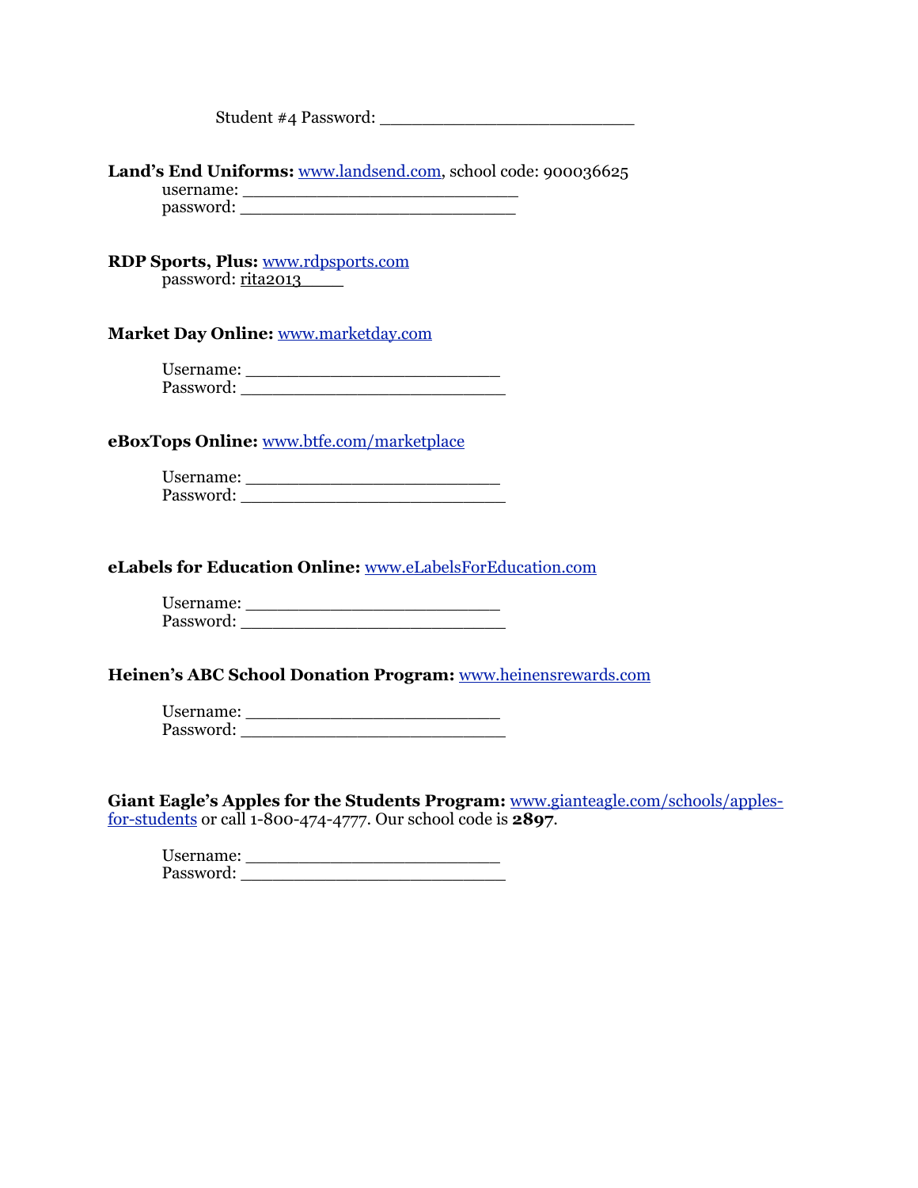Student #4 Password: ________________________

**Land's End Uniforms:** www.landsend.com, school code: 900036625
username: ___________________________
password: ___________________________

**RDP Sports, Plus:** www.rdpsports.com
password: rita2013____

**Market Day Online:** www.marketday.com

Username: __________________________
Password: ___________________________

**eBoxTops Online:** www.btfe.com/marketplace

Username: __________________________
Password: ___________________________

**eLabels for Education Online:** www.eLabelsForEducation.com

Username: __________________________
Password: ___________________________

**Heinen's ABC School Donation Program:** www.heinensrewards.com

Username: __________________________
Password: ___________________________

**Giant Eagle's Apples for the Students Program:** www.gianteagle.com/schools/apples-for-students or call 1-800-474-4777. Our school code is **2897**.

Username: __________________________
Password: ___________________________